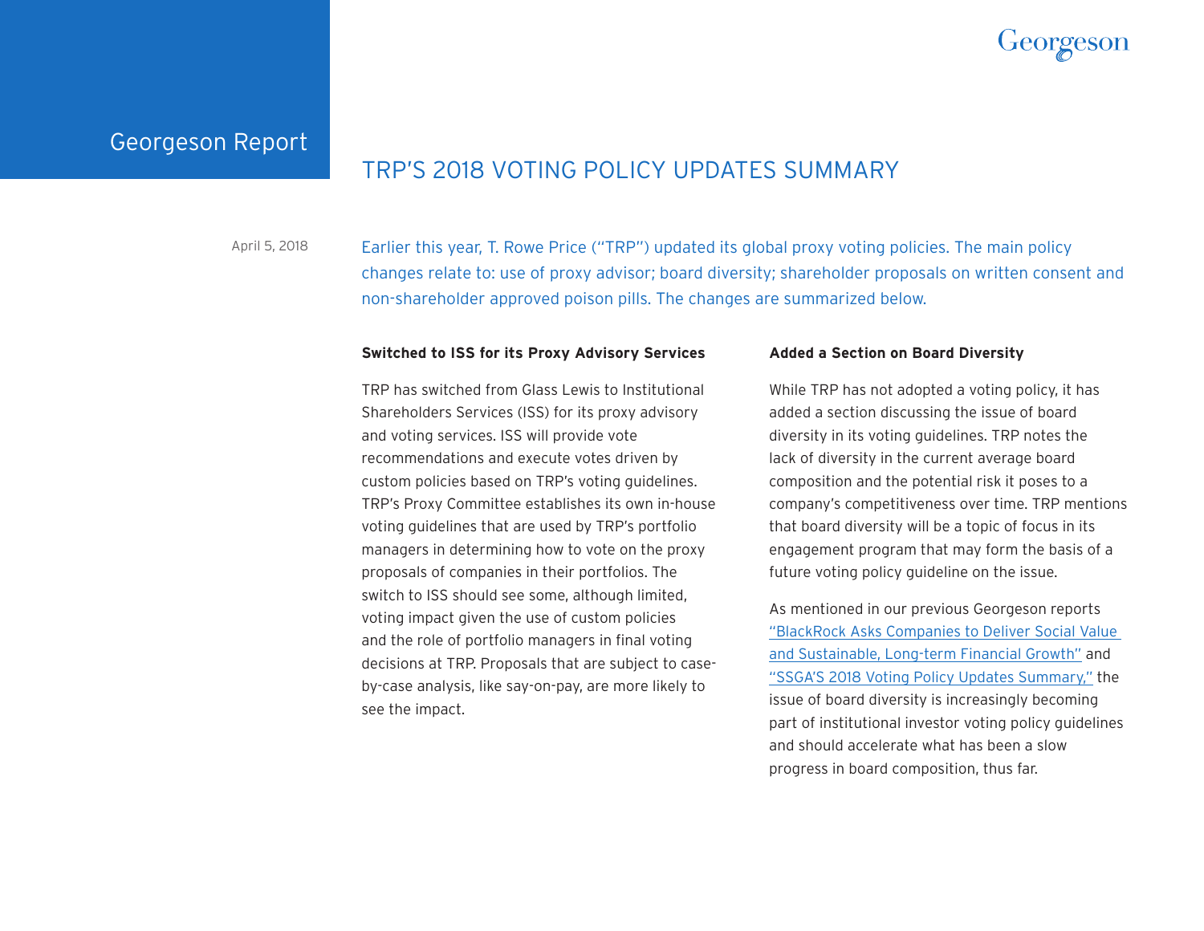Georgeson Report

# TRP'S 2018 VOTING POLICY UPDATES SUMMARY

April 5, 2018

Earlier this year, T. Rowe Price ("TRP") updated its global proxy voting policies. The main policy changes relate to: use of proxy advisor; board diversity; shareholder proposals on written consent and non-shareholder approved poison pills. The changes are summarized below.

**Switched to ISS for its Proxy Advisory Services**

TRP has switched from Glass Lewis to Institutional Shareholders Services (ISS) for its proxy advisory and voting services. ISS will provide vote recommendations and execute votes driven by custom policies based on TRP's voting guidelines. TRP's Proxy Committee establishes its own in-house voting guidelines that are used by TRP's portfolio managers in determining how to vote on the proxy proposals of companies in their portfolios. The switch to ISS should see some, although limited, voting impact given the use of custom policies and the role of portfolio managers in final voting decisions at TRP. Proposals that are subject to case-by-case analysis, like say-on-pay, are more likely to see the impact.

**Added a Section on Board Diversity**

While TRP has not adopted a voting policy, it has added a section discussing the issue of board diversity in its voting guidelines. TRP notes the lack of diversity in the current average board composition and the potential risk it poses to a company's competitiveness over time. TRP mentions that board diversity will be a topic of focus in its engagement program that may form the basis of a future voting policy guideline on the issue.

As mentioned in our previous Georgeson reports "BlackRock Asks Companies to Deliver Social Value and Sustainable, Long-term Financial Growth" and "SSGA'S 2018 Voting Policy Updates Summary," the issue of board diversity is increasingly becoming part of institutional investor voting policy guidelines and should accelerate what has been a slow progress in board composition, thus far.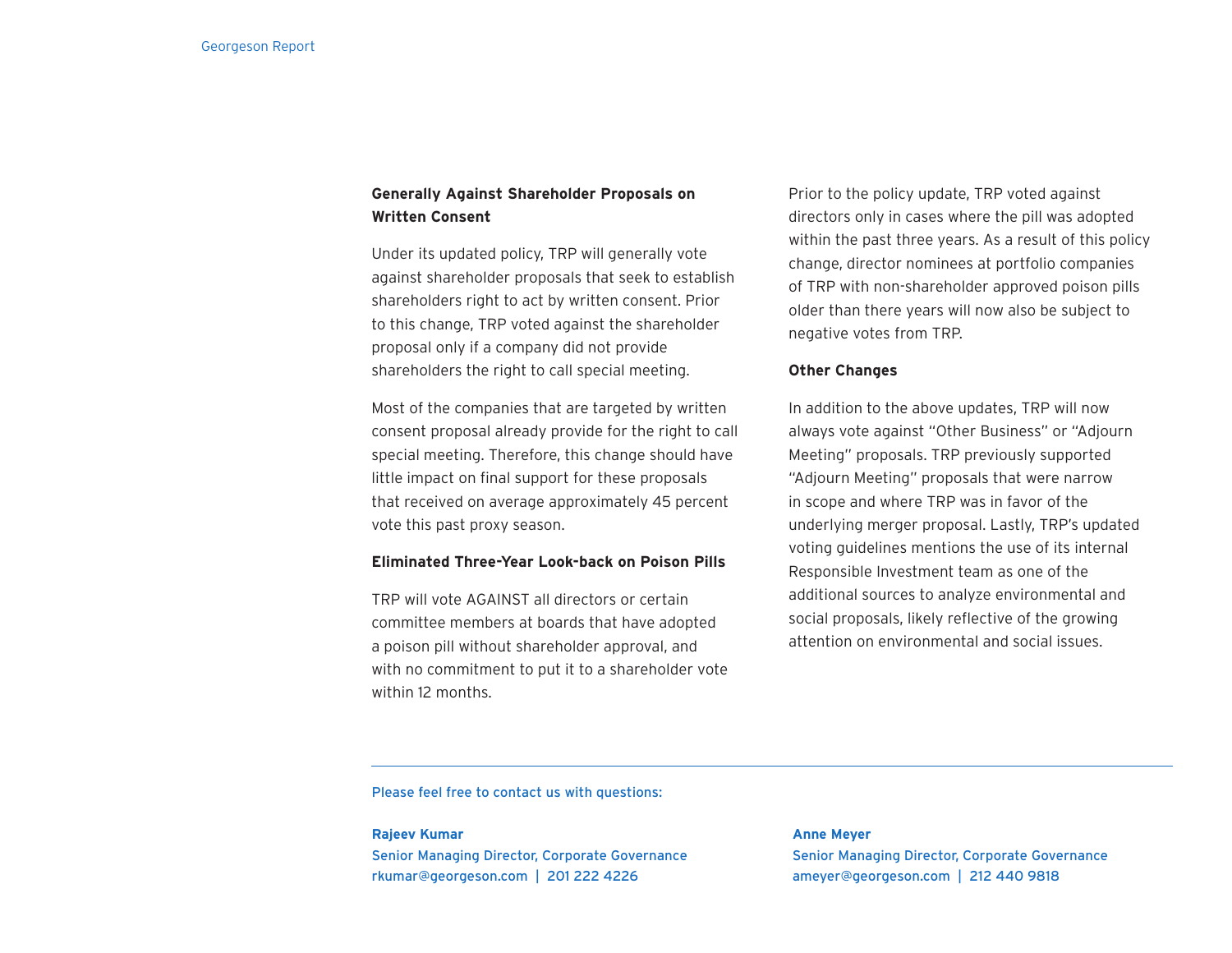**Generally Against Shareholder Proposals on Written Consent**

Under its updated policy, TRP will generally vote against shareholder proposals that seek to establish shareholders right to act by written consent. Prior to this change, TRP voted against the shareholder proposal only if a company did not provide shareholders the right to call special meeting.

Most of the companies that are targeted by written consent proposal already provide for the right to call special meeting. Therefore, this change should have little impact on final support for these proposals that received on average approximately 45 percent vote this past proxy season.

**Eliminated Three-Year Look-back on Poison Pills**

TRP will vote AGAINST all directors or certain committee members at boards that have adopted a poison pill without shareholder approval, and with no commitment to put it to a shareholder vote within 12 months.

Prior to the policy update, TRP voted against directors only in cases where the pill was adopted within the past three years. As a result of this policy change, director nominees at portfolio companies of TRP with non-shareholder approved poison pills older than there years will now also be subject to negative votes from TRP.

**Other Changes**

In addition to the above updates, TRP will now always vote against "Other Business" or "Adjourn Meeting" proposals. TRP previously supported "Adjourn Meeting" proposals that were narrow in scope and where TRP was in favor of the underlying merger proposal. Lastly, TRP's updated voting guidelines mentions the use of its internal Responsible Investment team as one of the additional sources to analyze environmental and social proposals, likely reflective of the growing attention on environmental and social issues.

---

Please feel free to contact us with questions:

**Rajeev Kumar**
Senior Managing Director, Corporate Governance
rkumar@georgeson.com | 201 222 4226

**Anne Meyer**
Senior Managing Director, Corporate Governance
ameyer@georgeson.com | 212 440 9818